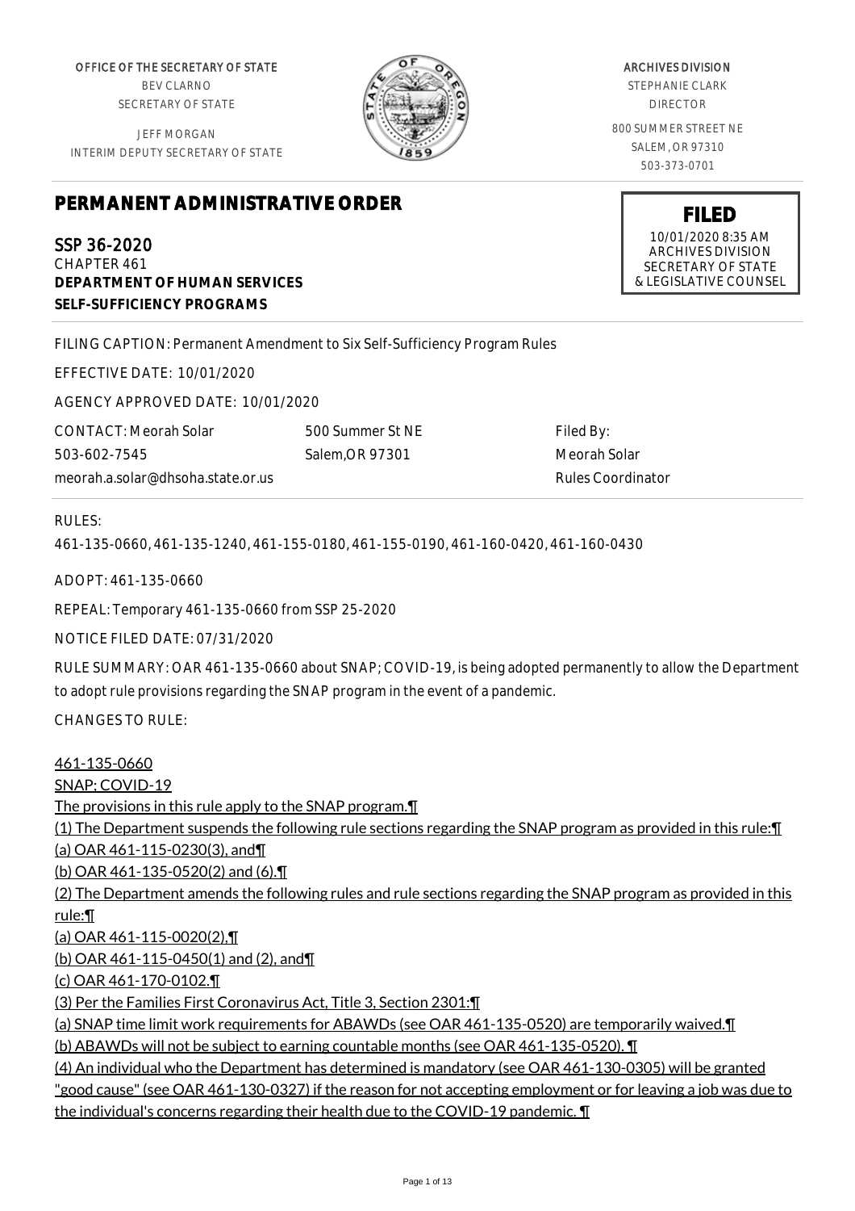OFFICE OF THE SECRETARY OF STATE
BEV CLARNO
SECRETARY OF STATE

JEFF MORGAN
INTERIM DEPUTY SECRETARY OF STATE

ARCHIVES DIVISION
STEPHANIE CLARK
DIRECTOR

800 SUMMER STREET NE
SALEM, OR 97310
503-373-0701

**FILED**
10/01/2020 8:35 AM
ARCHIVES DIVISION
SECRETARY OF STATE
& LEGISLATIVE COUNSEL

# PERMANENT ADMINISTRATIVE ORDER

## SSP 36-2020
CHAPTER 461
**DEPARTMENT OF HUMAN SERVICES**
**SELF-SUFFICIENCY PROGRAMS**

FILING CAPTION: Permanent Amendment to Six Self-Sufficiency Program Rules

EFFECTIVE DATE: 10/01/2020

AGENCY APPROVED DATE: 10/01/2020

CONTACT: Meorah Solar
503-602-7545
meorah.a.solar@dhsoha.state.or.us

500 Summer St NE
Salem,OR 97301

Filed By:
Meorah Solar
Rules Coordinator

RULES:

461-135-0660, 461-135-1240, 461-155-0180, 461-155-0190, 461-160-0420, 461-160-0430

ADOPT: 461-135-0660

REPEAL: Temporary 461-135-0660 from SSP 25-2020

NOTICE FILED DATE: 07/31/2020

RULE SUMMARY: OAR 461-135-0660 about SNAP; COVID-19, is being adopted permanently to allow the Department to adopt rule provisions regarding the SNAP program in the event of a pandemic.

CHANGES TO RULE:

461-135-0660
SNAP; COVID-19
The provisions in this rule apply to the SNAP program.¶
(1) The Department suspends the following rule sections regarding the SNAP program as provided in this rule:¶
(a) OAR 461-115-0230(3), and¶
(b) OAR 461-135-0520(2) and (6).¶
(2) The Department amends the following rules and rule sections regarding the SNAP program as provided in this rule:¶
(a) OAR 461-115-0020(2),¶
(b) OAR 461-115-0450(1) and (2), and¶
(c) OAR 461-170-0102.¶
(3) Per the Families First Coronavirus Act, Title 3, Section 2301:¶
(a) SNAP time limit work requirements for ABAWDs (see OAR 461-135-0520) are temporarily waived.¶
(b) ABAWDs will not be subject to earning countable months (see OAR 461-135-0520). ¶
(4) An individual who the Department has determined is mandatory (see OAR 461-130-0305) will be granted "good cause" (see OAR 461-130-0327) if the reason for not accepting employment or for leaving a job was due to the individual's concerns regarding their health due to the COVID-19 pandemic. ¶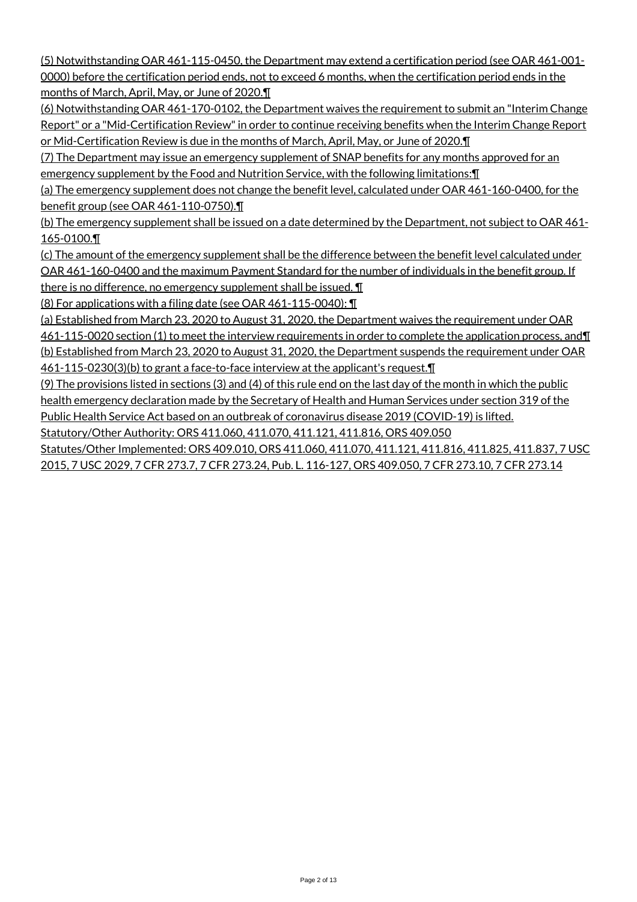(5) Notwithstanding OAR 461-115-0450, the Department may extend a certification period (see OAR 461-001-0000) before the certification period ends, not to exceed 6 months, when the certification period ends in the months of March, April, May, or June of 2020.¶

(6) Notwithstanding OAR 461-170-0102, the Department waives the requirement to submit an "Interim Change Report" or a "Mid-Certification Review" in order to continue receiving benefits when the Interim Change Report or Mid-Certification Review is due in the months of March, April, May, or June of 2020.¶

(7) The Department may issue an emergency supplement of SNAP benefits for any months approved for an emergency supplement by the Food and Nutrition Service, with the following limitations:¶

(a) The emergency supplement does not change the benefit level, calculated under OAR 461-160-0400, for the benefit group (see OAR 461-110-0750).¶

(b) The emergency supplement shall be issued on a date determined by the Department, not subject to OAR 461-165-0100.¶

(c) The amount of the emergency supplement shall be the difference between the benefit level calculated under OAR 461-160-0400 and the maximum Payment Standard for the number of individuals in the benefit group. If there is no difference, no emergency supplement shall be issued. ¶

(8) For applications with a filing date (see OAR 461-115-0040): ¶

(a) Established from March 23, 2020 to August 31, 2020, the Department waives the requirement under OAR 461-115-0020 section (1) to meet the interview requirements in order to complete the application process, and¶

(b) Established from March 23, 2020 to August 31, 2020, the Department suspends the requirement under OAR 461-115-0230(3)(b) to grant a face-to-face interview at the applicant's request.¶

(9) The provisions listed in sections (3) and (4) of this rule end on the last day of the month in which the public health emergency declaration made by the Secretary of Health and Human Services under section 319 of the Public Health Service Act based on an outbreak of coronavirus disease 2019 (COVID-19) is lifted.

Statutory/Other Authority: ORS 411.060, 411.070, 411.121, 411.816, ORS 409.050

Statutes/Other Implemented: ORS 409.010, ORS 411.060, 411.070, 411.121, 411.816, 411.825, 411.837, 7 USC 2015, 7 USC 2029, 7 CFR 273.7, 7 CFR 273.24, Pub. L. 116-127, ORS 409.050, 7 CFR 273.10, 7 CFR 273.14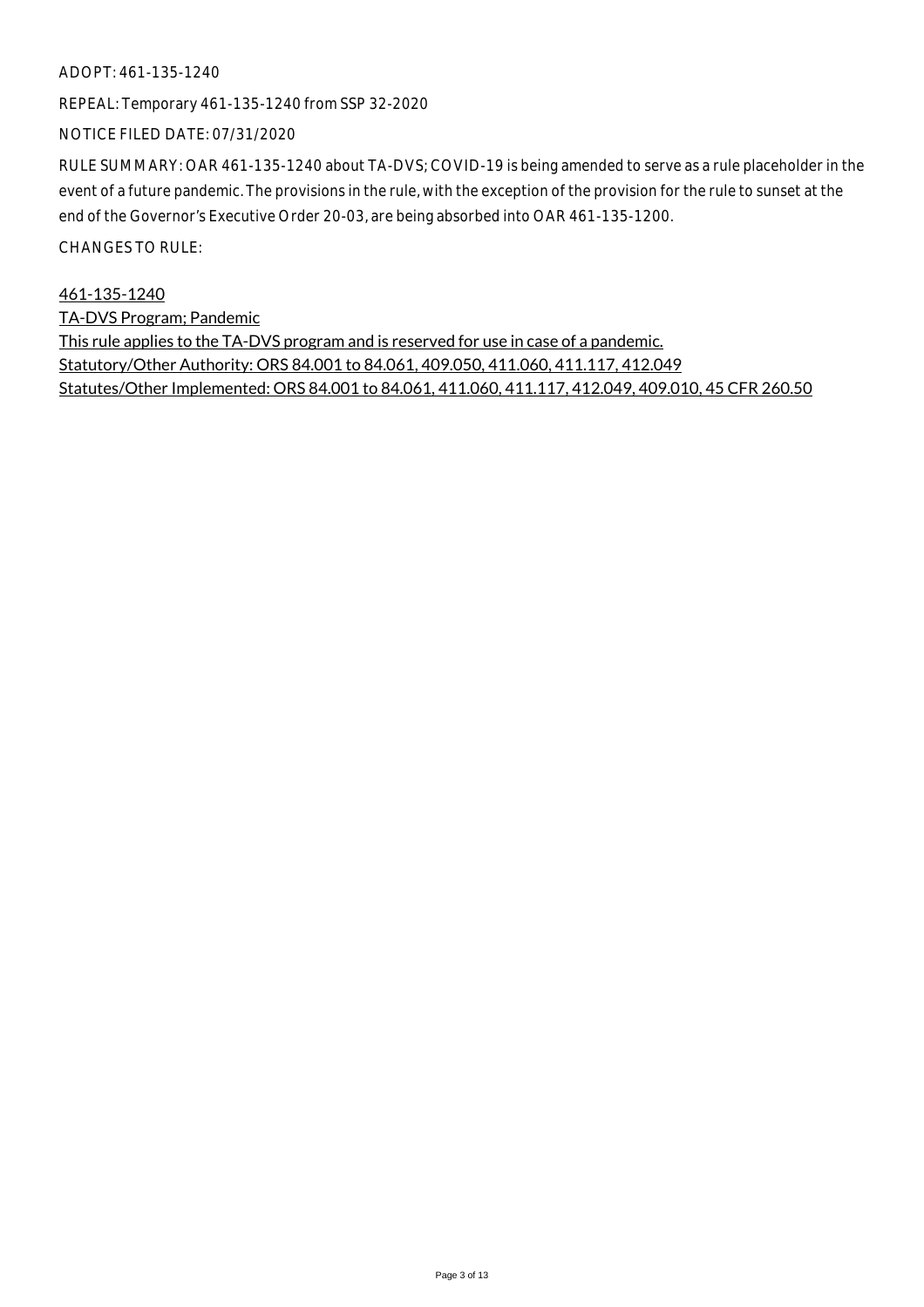ADOPT: 461-135-1240

REPEAL: Temporary 461-135-1240 from SSP 32-2020

NOTICE FILED DATE: 07/31/2020

RULE SUMMARY: OAR 461-135-1240 about TA-DVS; COVID-19 is being amended to serve as a rule placeholder in the event of a future pandemic. The provisions in the rule, with the exception of the provision for the rule to sunset at the end of the Governor's Executive Order 20-03, are being absorbed into OAR 461-135-1200.

CHANGES TO RULE:

461-135-1240
TA-DVS Program; Pandemic
This rule applies to the TA-DVS program and is reserved for use in case of a pandemic.
Statutory/Other Authority: ORS 84.001 to 84.061, 409.050, 411.060, 411.117, 412.049
Statutes/Other Implemented: ORS 84.001 to 84.061, 411.060, 411.117, 412.049, 409.010, 45 CFR 260.50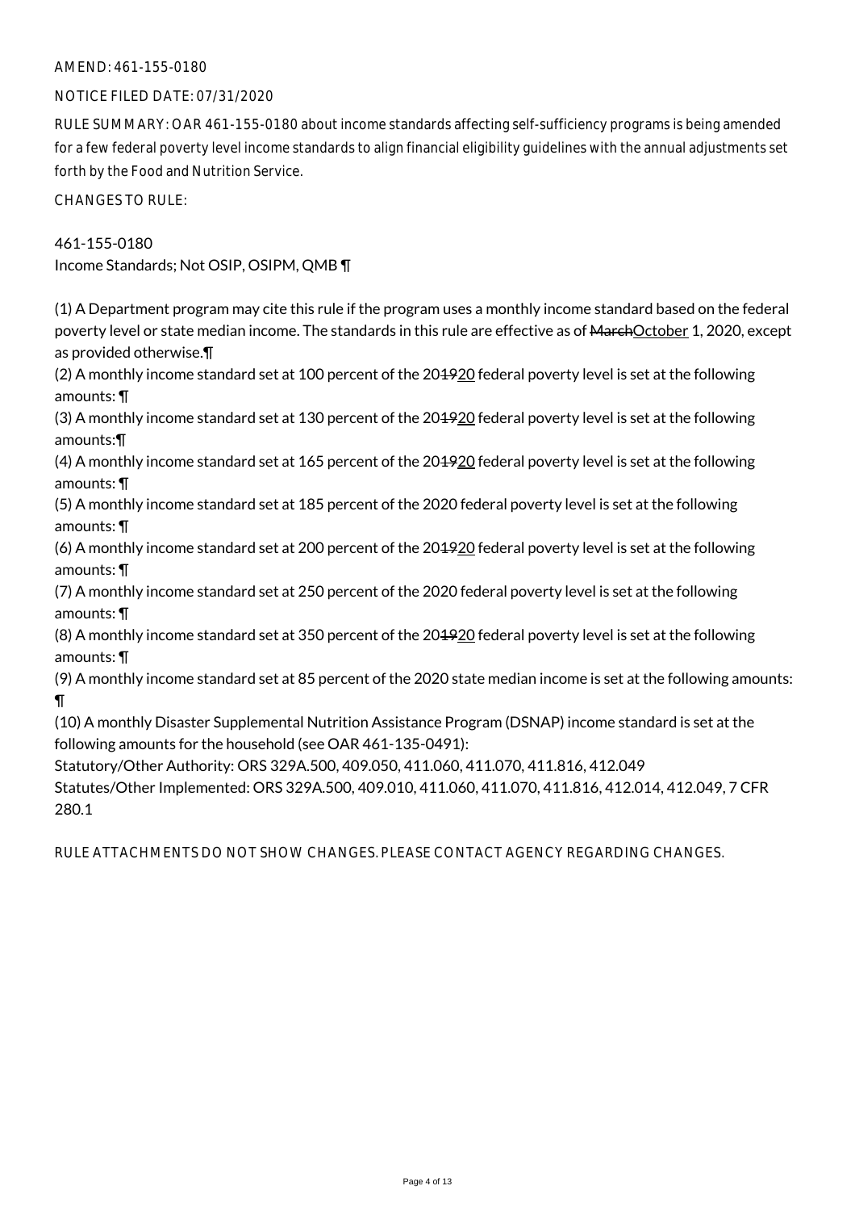AMEND: 461-155-0180

NOTICE FILED DATE: 07/31/2020

RULE SUMMARY: OAR 461-155-0180 about income standards affecting self-sufficiency programs is being amended for a few federal poverty level income standards to align financial eligibility guidelines with the annual adjustments set forth by the Food and Nutrition Service.

CHANGES TO RULE:

461-155-0180
Income Standards; Not OSIP, OSIPM, QMB ¶

(1) A Department program may cite this rule if the program uses a monthly income standard based on the federal poverty level or state median income. The standards in this rule are effective as of ~~March~~October 1, 2020, except as provided otherwise.¶
(2) A monthly income standard set at 100 percent of the 20~~19~~20 federal poverty level is set at the following amounts: ¶
(3) A monthly income standard set at 130 percent of the 20~~19~~20 federal poverty level is set at the following amounts:¶
(4) A monthly income standard set at 165 percent of the 20~~19~~20 federal poverty level is set at the following amounts: ¶
(5) A monthly income standard set at 185 percent of the 2020 federal poverty level is set at the following amounts: ¶
(6) A monthly income standard set at 200 percent of the 20~~19~~20 federal poverty level is set at the following amounts: ¶
(7) A monthly income standard set at 250 percent of the 2020 federal poverty level is set at the following amounts: ¶
(8) A monthly income standard set at 350 percent of the 20~~19~~20 federal poverty level is set at the following amounts: ¶
(9) A monthly income standard set at 85 percent of the 2020 state median income is set at the following amounts: ¶
(10) A monthly Disaster Supplemental Nutrition Assistance Program (DSNAP) income standard is set at the following amounts for the household (see OAR 461-135-0491):
Statutory/Other Authority: ORS 329A.500, 409.050, 411.060, 411.070, 411.816, 412.049
Statutes/Other Implemented: ORS 329A.500, 409.010, 411.060, 411.070, 411.816, 412.014, 412.049, 7 CFR 280.1

RULE ATTACHMENTS DO NOT SHOW CHANGES. PLEASE CONTACT AGENCY REGARDING CHANGES.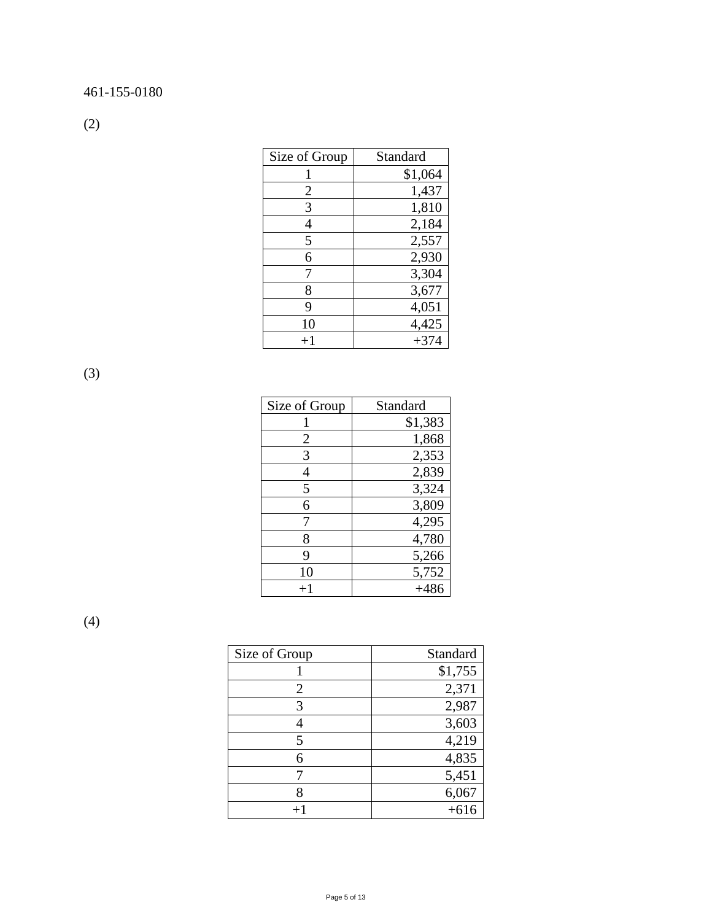461-155-0180

(2)

| Size of Group | Standard |
|---|---|
| 1 | $1,064 |
| 2 | 1,437 |
| 3 | 1,810 |
| 4 | 2,184 |
| 5 | 2,557 |
| 6 | 2,930 |
| 7 | 3,304 |
| 8 | 3,677 |
| 9 | 4,051 |
| 10 | 4,425 |
| +1 | +374 |

(3)

| Size of Group | Standard |
|---|---|
| 1 | $1,383 |
| 2 | 1,868 |
| 3 | 2,353 |
| 4 | 2,839 |
| 5 | 3,324 |
| 6 | 3,809 |
| 7 | 4,295 |
| 8 | 4,780 |
| 9 | 5,266 |
| 10 | 5,752 |
| +1 | +486 |

(4)

| Size of Group | Standard |
|---|---|
| 1 | $1,755 |
| 2 | 2,371 |
| 3 | 2,987 |
| 4 | 3,603 |
| 5 | 4,219 |
| 6 | 4,835 |
| 7 | 5,451 |
| 8 | 6,067 |
| +1 | +616 |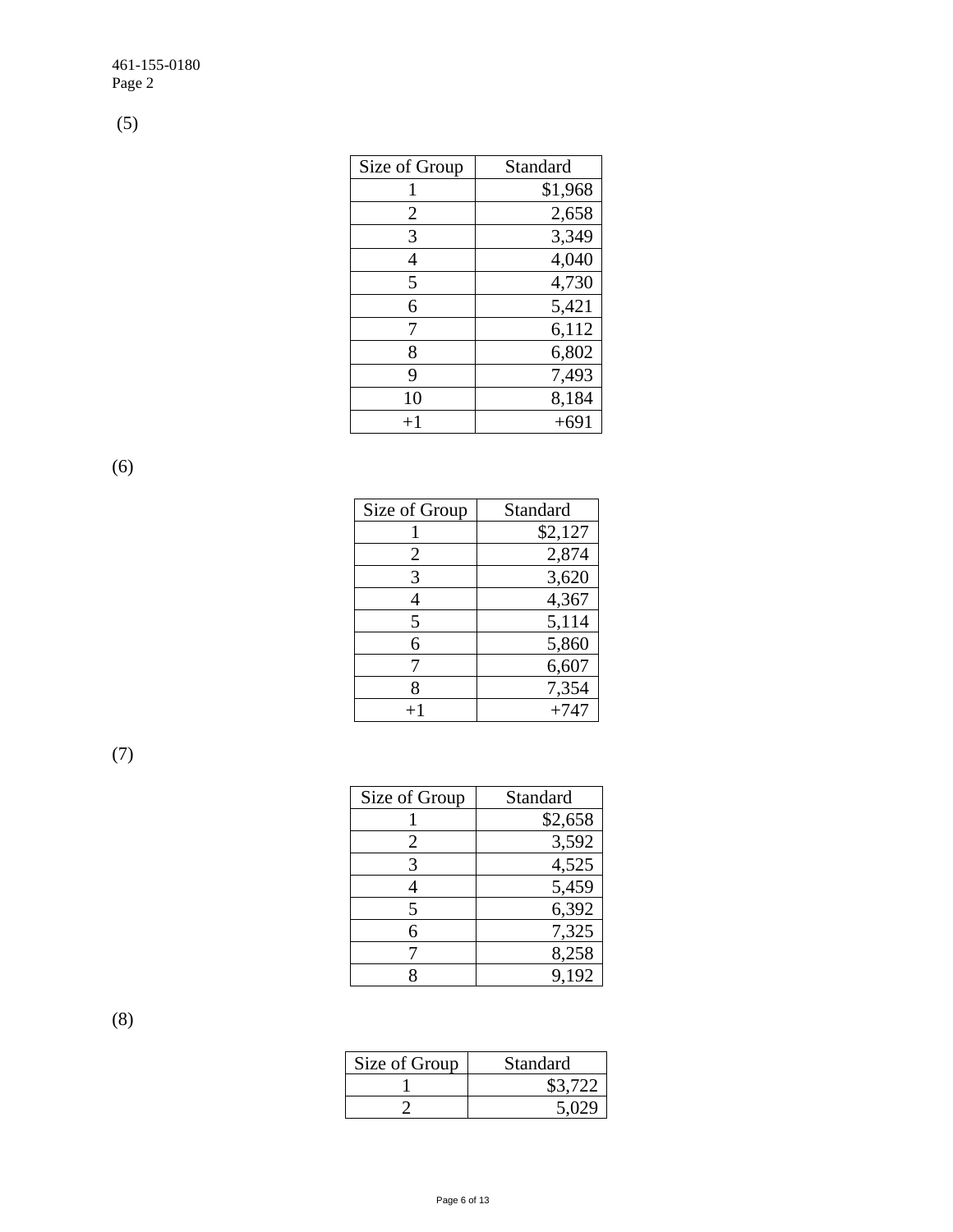(5)

| Size of Group | Standard |
| --- | --- |
| 1 | $1,968 |
| 2 | 2,658 |
| 3 | 3,349 |
| 4 | 4,040 |
| 5 | 4,730 |
| 6 | 5,421 |
| 7 | 6,112 |
| 8 | 6,802 |
| 9 | 7,493 |
| 10 | 8,184 |
| +1 | +691 |

(6)

| Size of Group | Standard |
| --- | --- |
| 1 | $2,127 |
| 2 | 2,874 |
| 3 | 3,620 |
| 4 | 4,367 |
| 5 | 5,114 |
| 6 | 5,860 |
| 7 | 6,607 |
| 8 | 7,354 |
| +1 | +747 |

(7)

| Size of Group | Standard |
| --- | --- |
| 1 | $2,658 |
| 2 | 3,592 |
| 3 | 4,525 |
| 4 | 5,459 |
| 5 | 6,392 |
| 6 | 7,325 |
| 7 | 8,258 |
| 8 | 9,192 |

(8)

| Size of Group | Standard |
| --- | --- |
| 1 | $3,722 |
| 2 | 5,029 |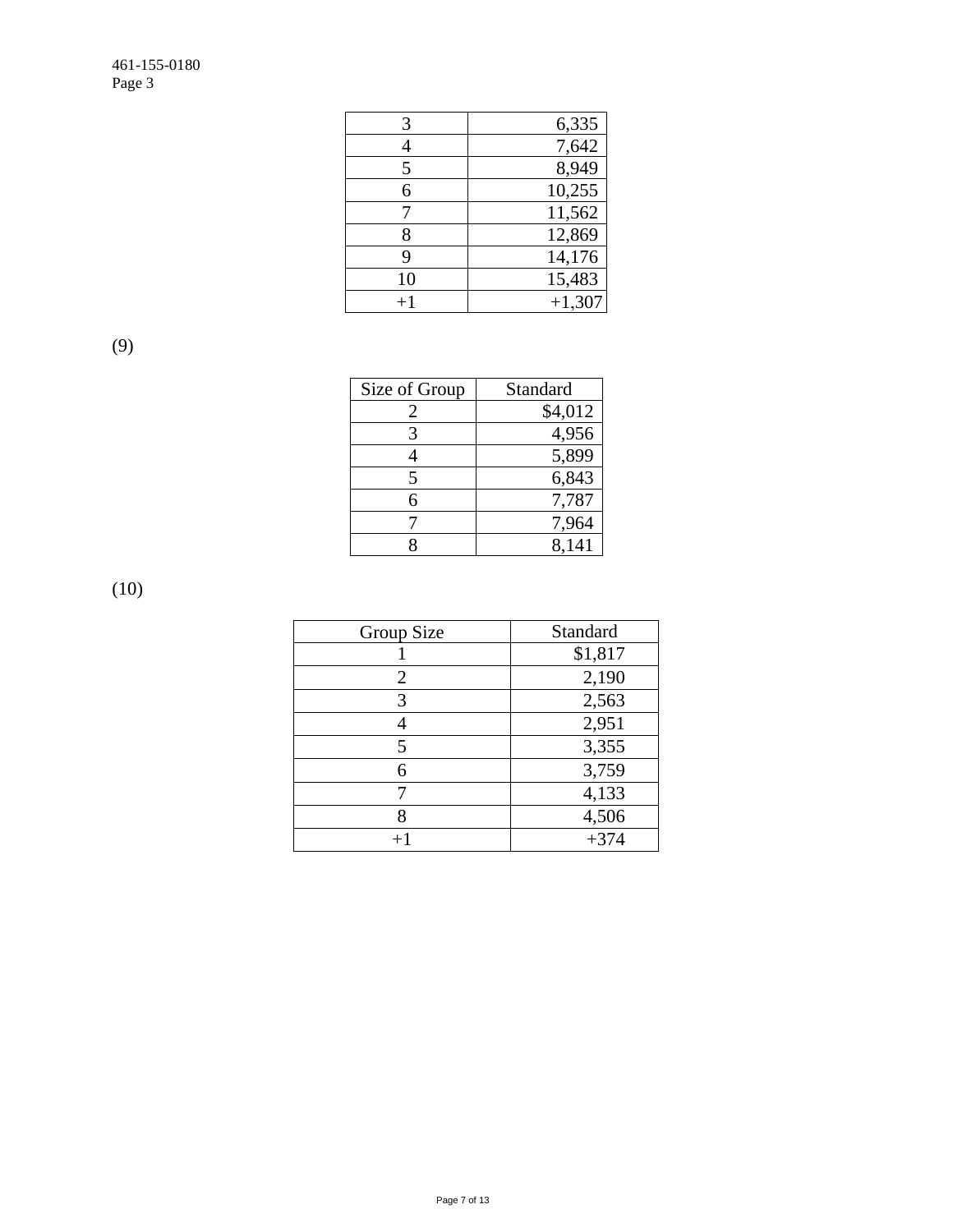| | |
|---|---|
| 3 | 6,335 |
| 4 | 7,642 |
| 5 | 8,949 |
| 6 | 10,255 |
| 7 | 11,562 |
| 8 | 12,869 |
| 9 | 14,176 |
| 10 | 15,483 |
| +1 | +1,307 |

(9)

| Size of Group | Standard |
|---|---|
| 2 | $4,012 |
| 3 | 4,956 |
| 4 | 5,899 |
| 5 | 6,843 |
| 6 | 7,787 |
| 7 | 7,964 |
| 8 | 8,141 |

(10)

| Group Size | Standard |
|---|---|
| 1 | $1,817 |
| 2 | 2,190 |
| 3 | 2,563 |
| 4 | 2,951 |
| 5 | 3,355 |
| 6 | 3,759 |
| 7 | 4,133 |
| 8 | 4,506 |
| +1 | +374 |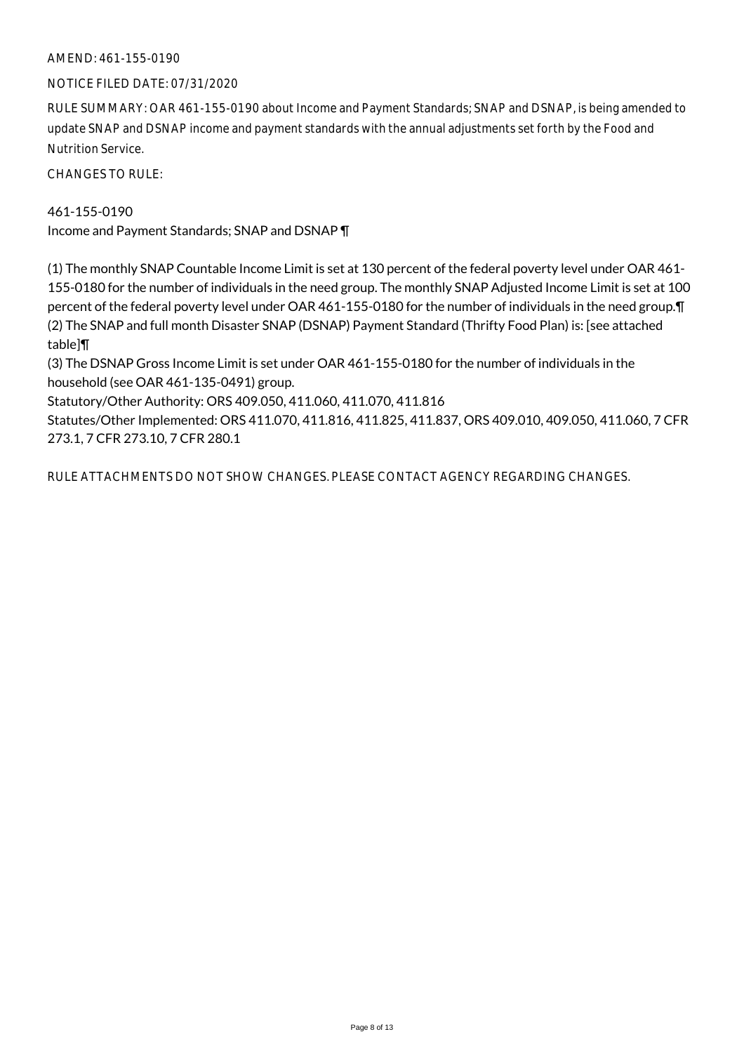AMEND: 461-155-0190

NOTICE FILED DATE: 07/31/2020

RULE SUMMARY: OAR 461-155-0190 about Income and Payment Standards; SNAP and DSNAP, is being amended to update SNAP and DSNAP income and payment standards with the annual adjustments set forth by the Food and Nutrition Service.

CHANGES TO RULE:

461-155-0190
Income and Payment Standards; SNAP and DSNAP ¶

(1) The monthly SNAP Countable Income Limit is set at 130 percent of the federal poverty level under OAR 461-155-0180 for the number of individuals in the need group. The monthly SNAP Adjusted Income Limit is set at 100 percent of the federal poverty level under OAR 461-155-0180 for the number of individuals in the need group.¶
(2) The SNAP and full month Disaster SNAP (DSNAP) Payment Standard (Thrifty Food Plan) is: [see attached table]¶
(3) The DSNAP Gross Income Limit is set under OAR 461-155-0180 for the number of individuals in the household (see OAR 461-135-0491) group.
Statutory/Other Authority: ORS 409.050, 411.060, 411.070, 411.816
Statutes/Other Implemented: ORS 411.070, 411.816, 411.825, 411.837, ORS 409.010, 409.050, 411.060, 7 CFR 273.1, 7 CFR 273.10, 7 CFR 280.1

RULE ATTACHMENTS DO NOT SHOW CHANGES. PLEASE CONTACT AGENCY REGARDING CHANGES.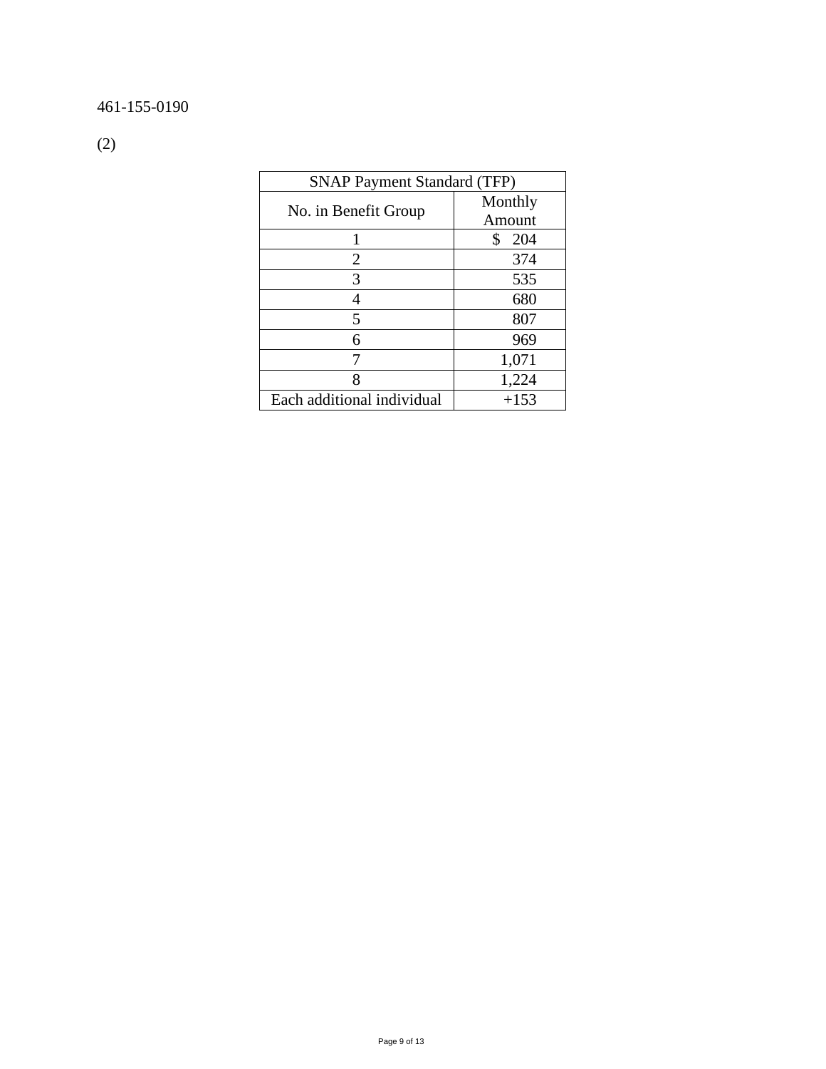461-155-0190

(2)

| SNAP Payment Standard (TFP) | |
|---|---|
| No. in Benefit Group | Monthly Amount |
| 1 | $ 204 |
| 2 | 374 |
| 3 | 535 |
| 4 | 680 |
| 5 | 807 |
| 6 | 969 |
| 7 | 1,071 |
| 8 | 1,224 |
| Each additional individual | +153 |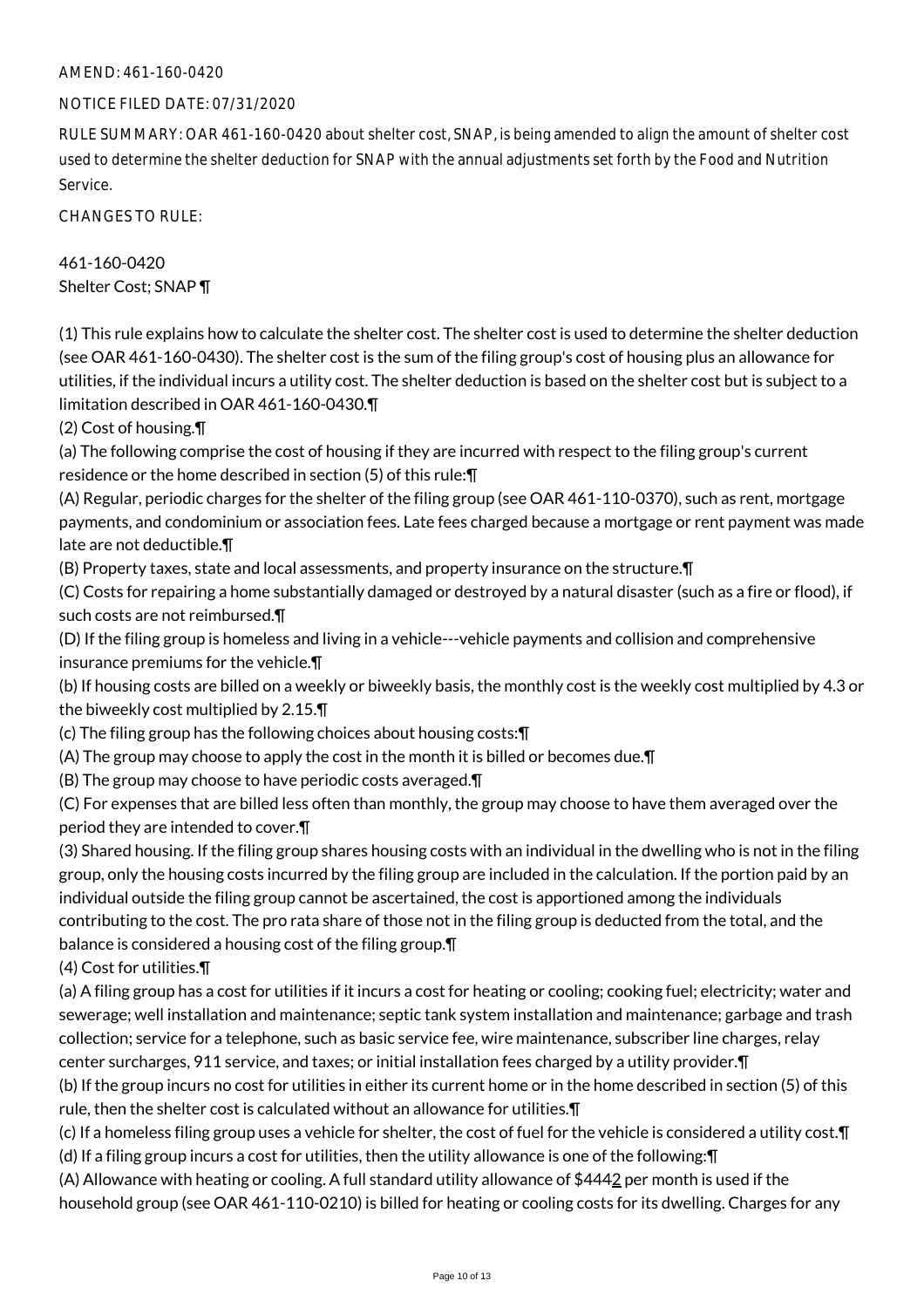AMEND: 461-160-0420

NOTICE FILED DATE: 07/31/2020

RULE SUMMARY: OAR 461-160-0420 about shelter cost, SNAP, is being amended to align the amount of shelter cost used to determine the shelter deduction for SNAP with the annual adjustments set forth by the Food and Nutrition Service.

CHANGES TO RULE:

461-160-0420
Shelter Cost; SNAP ¶

(1) This rule explains how to calculate the shelter cost. The shelter cost is used to determine the shelter deduction (see OAR 461-160-0430). The shelter cost is the sum of the filing group's cost of housing plus an allowance for utilities, if the individual incurs a utility cost. The shelter deduction is based on the shelter cost but is subject to a limitation described in OAR 461-160-0430.¶

(2) Cost of housing.¶

(a) The following comprise the cost of housing if they are incurred with respect to the filing group's current residence or the home described in section (5) of this rule:¶

(A) Regular, periodic charges for the shelter of the filing group (see OAR 461-110-0370), such as rent, mortgage payments, and condominium or association fees. Late fees charged because a mortgage or rent payment was made late are not deductible.¶

(B) Property taxes, state and local assessments, and property insurance on the structure.¶

(C) Costs for repairing a home substantially damaged or destroyed by a natural disaster (such as a fire or flood), if such costs are not reimbursed.¶

(D) If the filing group is homeless and living in a vehicle---vehicle payments and collision and comprehensive insurance premiums for the vehicle.¶

(b) If housing costs are billed on a weekly or biweekly basis, the monthly cost is the weekly cost multiplied by 4.3 or the biweekly cost multiplied by 2.15.¶

(c) The filing group has the following choices about housing costs:¶

(A) The group may choose to apply the cost in the month it is billed or becomes due.¶

(B) The group may choose to have periodic costs averaged.¶

(C) For expenses that are billed less often than monthly, the group may choose to have them averaged over the period they are intended to cover.¶

(3) Shared housing. If the filing group shares housing costs with an individual in the dwelling who is not in the filing group, only the housing costs incurred by the filing group are included in the calculation. If the portion paid by an individual outside the filing group cannot be ascertained, the cost is apportioned among the individuals contributing to the cost. The pro rata share of those not in the filing group is deducted from the total, and the balance is considered a housing cost of the filing group.¶

(4) Cost for utilities.¶

(a) A filing group has a cost for utilities if it incurs a cost for heating or cooling; cooking fuel; electricity; water and sewerage; well installation and maintenance; septic tank system installation and maintenance; garbage and trash collection; service for a telephone, such as basic service fee, wire maintenance, subscriber line charges, relay center surcharges, 911 service, and taxes; or initial installation fees charged by a utility provider.¶

(b) If the group incurs no cost for utilities in either its current home or in the home described in section (5) of this rule, then the shelter cost is calculated without an allowance for utilities.¶

(c) If a homeless filing group uses a vehicle for shelter, the cost of fuel for the vehicle is considered a utility cost.¶

(d) If a filing group incurs a cost for utilities, then the utility allowance is one of the following:¶

(A) Allowance with heating or cooling. A full standard utility allowance of $4442 per month is used if the household group (see OAR 461-110-0210) is billed for heating or cooling costs for its dwelling. Charges for any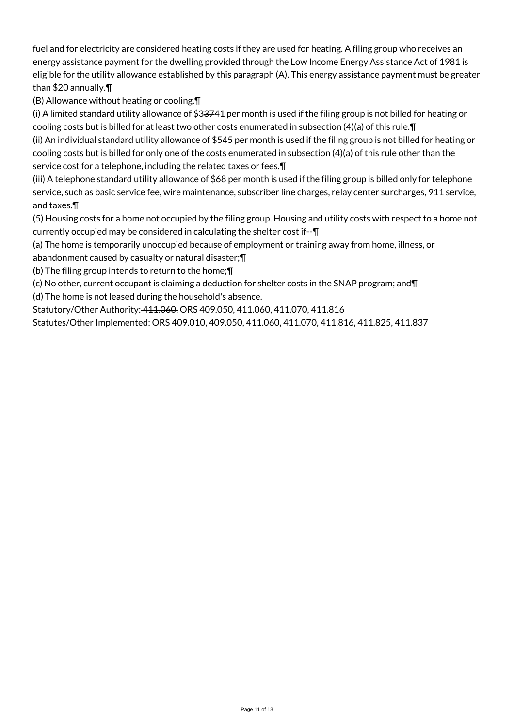fuel and for electricity are considered heating costs if they are used for heating. A filing group who receives an energy assistance payment for the dwelling provided through the Low Income Energy Assistance Act of 1981 is eligible for the utility allowance established by this paragraph (A). This energy assistance payment must be greater than $20 annually.¶

(B) Allowance without heating or cooling.¶

(i) A limited standard utility allowance of $3~~37~~41 per month is used if the filing group is not billed for heating or cooling costs but is billed for at least two other costs enumerated in subsection (4)(a) of this rule.¶

(ii) An individual standard utility allowance of $545 per month is used if the filing group is not billed for heating or cooling costs but is billed for only one of the costs enumerated in subsection (4)(a) of this rule other than the service cost for a telephone, including the related taxes or fees.¶

(iii) A telephone standard utility allowance of $68 per month is used if the filing group is billed only for telephone service, such as basic service fee, wire maintenance, subscriber line charges, relay center surcharges, 911 service, and taxes.¶

(5) Housing costs for a home not occupied by the filing group. Housing and utility costs with respect to a home not currently occupied may be considered in calculating the shelter cost if--¶

(a) The home is temporarily unoccupied because of employment or training away from home, illness, or abandonment caused by casualty or natural disaster;¶

(b) The filing group intends to return to the home;¶

(c) No other, current occupant is claiming a deduction for shelter costs in the SNAP program; and¶

(d) The home is not leased during the household's absence.

Statutory/Other Authority: ~~411.060,~~ ORS 409.050, 411.060, 411.070, 411.816

Statutes/Other Implemented: ORS 409.010, 409.050, 411.060, 411.070, 411.816, 411.825, 411.837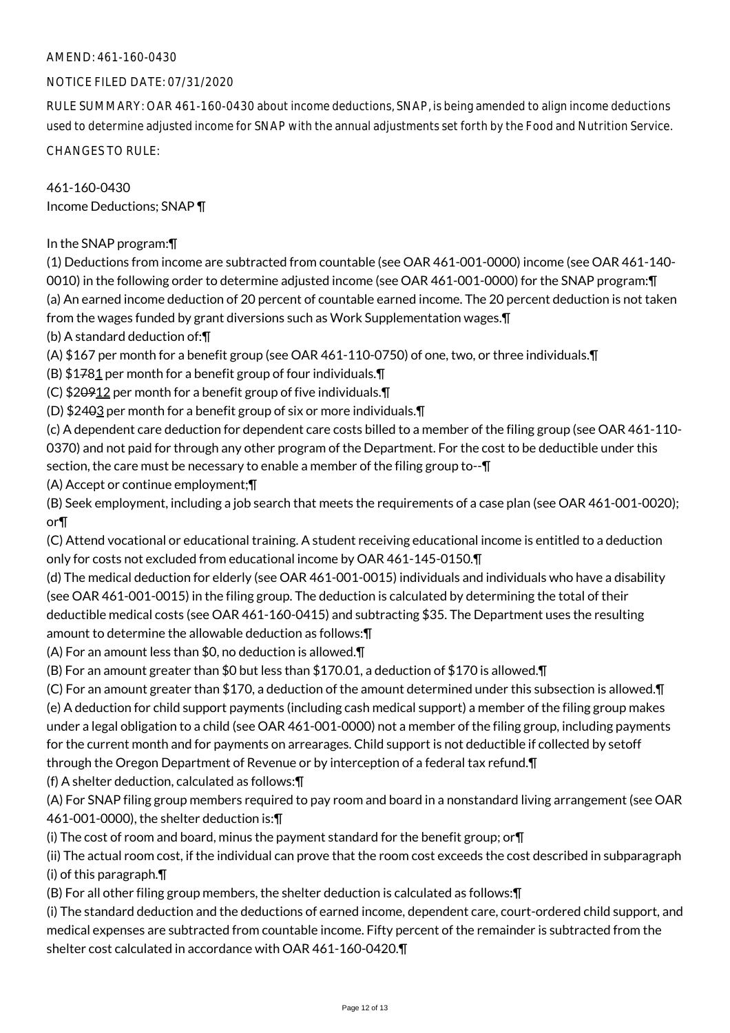AMEND: 461-160-0430

NOTICE FILED DATE: 07/31/2020

RULE SUMMARY: OAR 461-160-0430 about income deductions, SNAP, is being amended to align income deductions used to determine adjusted income for SNAP with the annual adjustments set forth by the Food and Nutrition Service.

CHANGES TO RULE:

461-160-0430
Income Deductions; SNAP ¶

In the SNAP program:¶

(1) Deductions from income are subtracted from countable (see OAR 461-001-0000) income (see OAR 461-140-0010) in the following order to determine adjusted income (see OAR 461-001-0000) for the SNAP program:¶

(a) An earned income deduction of 20 percent of countable earned income. The 20 percent deduction is not taken from the wages funded by grant diversions such as Work Supplementation wages.¶

(b) A standard deduction of:¶

(A) $167 per month for a benefit group (see OAR 461-110-0750) of one, two, or three individuals.¶

(B) $1781 per month for a benefit group of four individuals.¶

(C) $20912 per month for a benefit group of five individuals.¶

(D) $2403 per month for a benefit group of six or more individuals.¶

(c) A dependent care deduction for dependent care costs billed to a member of the filing group (see OAR 461-110-0370) and not paid for through any other program of the Department. For the cost to be deductible under this section, the care must be necessary to enable a member of the filing group to--¶

(A) Accept or continue employment;¶

(B) Seek employment, including a job search that meets the requirements of a case plan (see OAR 461-001-0020); or¶

(C) Attend vocational or educational training. A student receiving educational income is entitled to a deduction only for costs not excluded from educational income by OAR 461-145-0150.¶

(d) The medical deduction for elderly (see OAR 461-001-0015) individuals and individuals who have a disability (see OAR 461-001-0015) in the filing group. The deduction is calculated by determining the total of their deductible medical costs (see OAR 461-160-0415) and subtracting $35. The Department uses the resulting amount to determine the allowable deduction as follows:¶

(A) For an amount less than $0, no deduction is allowed.¶

(B) For an amount greater than $0 but less than $170.01, a deduction of $170 is allowed.¶

(C) For an amount greater than $170, a deduction of the amount determined under this subsection is allowed.¶

(e) A deduction for child support payments (including cash medical support) a member of the filing group makes under a legal obligation to a child (see OAR 461-001-0000) not a member of the filing group, including payments for the current month and for payments on arrearages. Child support is not deductible if collected by setoff through the Oregon Department of Revenue or by interception of a federal tax refund.¶

(f) A shelter deduction, calculated as follows:¶

(A) For SNAP filing group members required to pay room and board in a nonstandard living arrangement (see OAR 461-001-0000), the shelter deduction is:¶

(i) The cost of room and board, minus the payment standard for the benefit group; or¶

(ii) The actual room cost, if the individual can prove that the room cost exceeds the cost described in subparagraph (i) of this paragraph.¶

(B) For all other filing group members, the shelter deduction is calculated as follows:¶

(i) The standard deduction and the deductions of earned income, dependent care, court-ordered child support, and medical expenses are subtracted from countable income. Fifty percent of the remainder is subtracted from the shelter cost calculated in accordance with OAR 461-160-0420.¶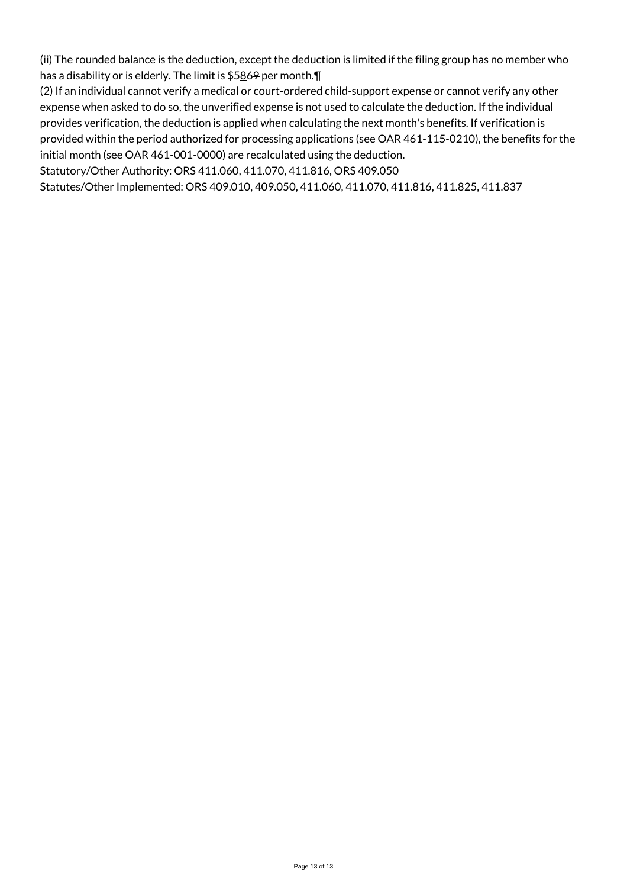(ii) The rounded balance is the deduction, except the deduction is limited if the filing group has no member who has a disability or is elderly. The limit is $58~~69~~ per month.¶

(2) If an individual cannot verify a medical or court-ordered child-support expense or cannot verify any other expense when asked to do so, the unverified expense is not used to calculate the deduction. If the individual provides verification, the deduction is applied when calculating the next month's benefits. If verification is provided within the period authorized for processing applications (see OAR 461-115-0210), the benefits for the initial month (see OAR 461-001-0000) are recalculated using the deduction.

Statutory/Other Authority: ORS 411.060, 411.070, 411.816, ORS 409.050

Statutes/Other Implemented: ORS 409.010, 409.050, 411.060, 411.070, 411.816, 411.825, 411.837